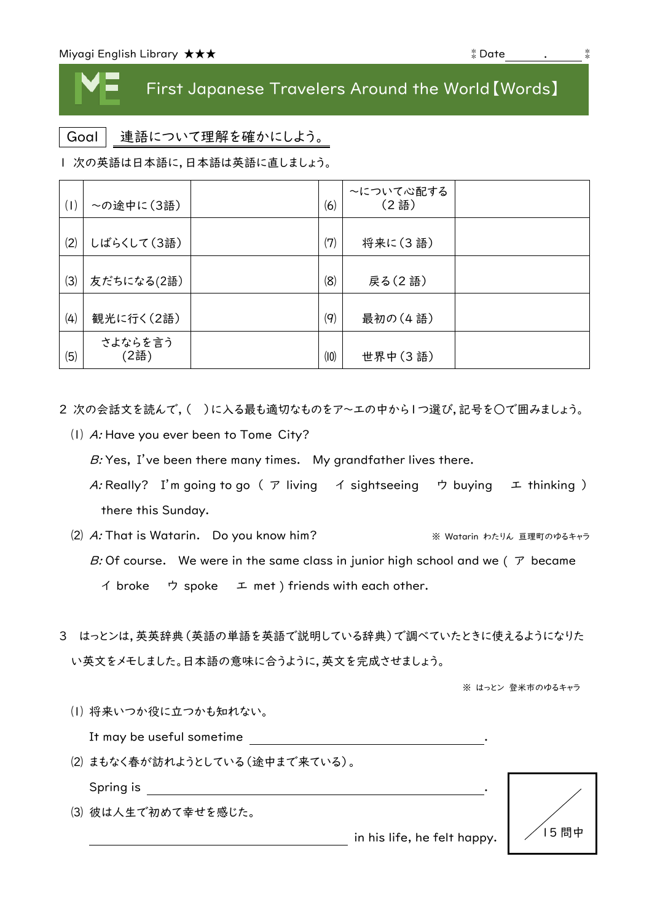Miyagi English Library ★★★　　　　　　　　　　　　　　　Date　　．

# First Japanese Travelers Around the World【Words】

Goal　連語について理解を確かにしよう。

1 次の英語は日本語に，日本語は英語に直しましょう。

| | | | | | |
|---|---|---|---|---|---|
| (1) | ～の途中に（3語） | | (6) | ～について心配する（2語） | |
| (2) | しばらくして（3語） | | (7) | 将来に（3語） | |
| (3) | 友だちになる(2語) | | (8) | 戻る（2語） | |
| (4) | 観光に行く（2語） | | (9) | 最初の（4語） | |
| (5) | さよならを言う（2語） | | (10) | 世界中（3語） | |

2 次の会話文を読んで，（　）に入る最も適切なものをア～エの中から1つ選び，記号を〇で囲みましょう。

(1) *A:* Have you ever been to Tome City?

*B:* Yes, I've been there many times. My grandfather lives there.

*A:* Really? I'm going to go（ ア living　イ sightseeing　ウ buying　エ thinking ）there this Sunday.

(2) *A:* That is Watarin. Do you know him?　　※ Watarin わたりん 亘理町のゆるキャラ

*B:* Of course. We were in the same class in junior high school and we（ ア became　イ broke　ウ spoke　エ met ）friends with each other.

3 はっとンは，英英辞典（英語の単語を英語で説明している辞典）で調べていたときに使えるようになりたい英文をメモしました。日本語の意味に合うように，英文を完成させましょう。

※ はっとン 登米市のゆるキャラ

(1) 将来いつか役に立つかも知れない。

It may be useful sometime ______________________.

(2) まもなく春が訪れようとしている（途中まで来ている）。

Spring is ______________________________.

(3) 彼は人生で初めて幸せを感じた。

______________________ in his life, he felt happy.

／15 問中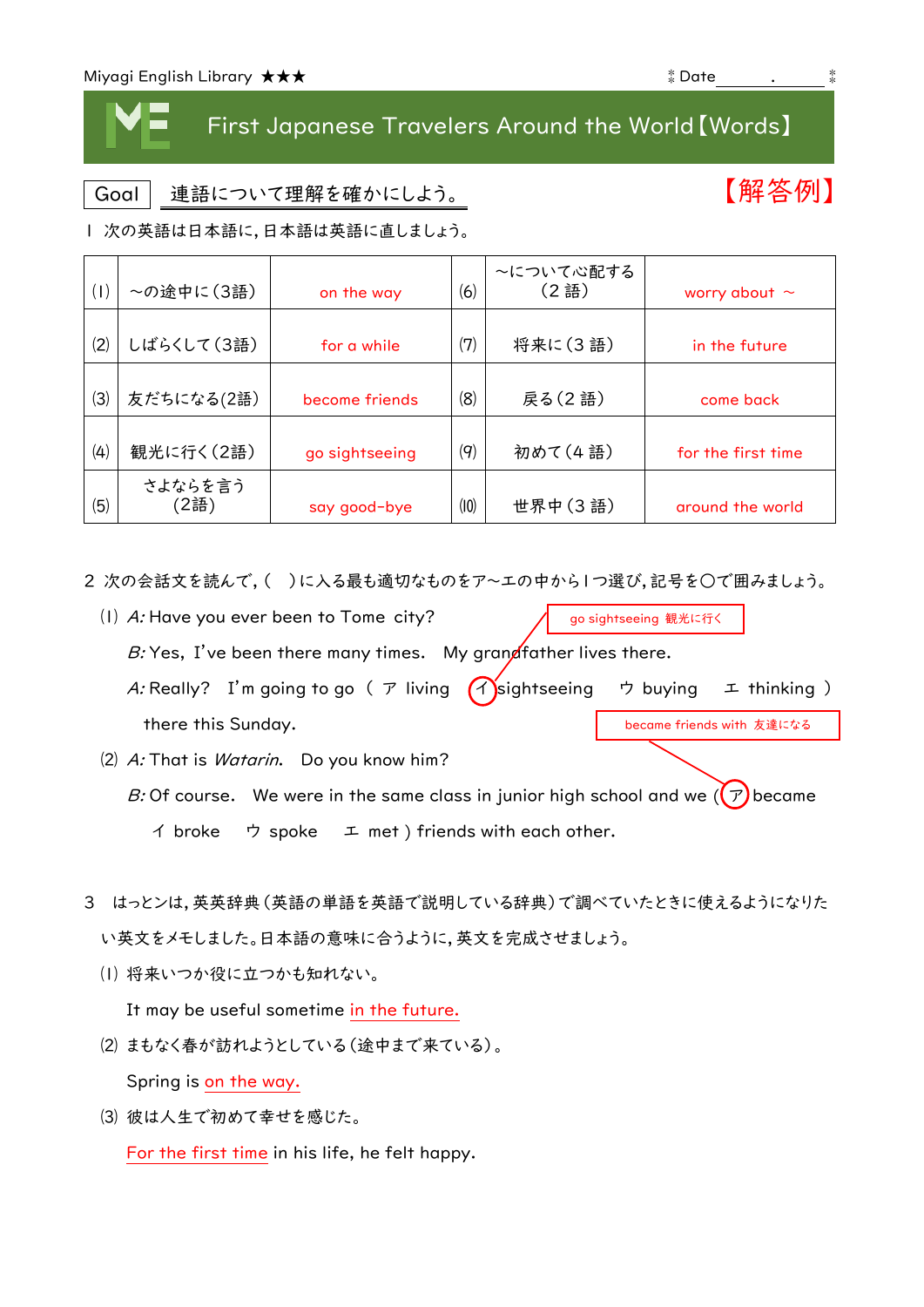Miyagi English Library ★★★ Date＿＿＿.＿＿＿

# First Japanese Travelers Around the World【Words】

Goal 連語について理解を確かにしよう。 【解答例】

1 次の英語は日本語に，日本語は英語に直しましょう。

| | | | | | |
|---|---|---|---|---|---|
| (1) | ～の途中に（3語） | on the way | (6) | ～について心配する（2 語） | worry about ～ |
| (2) | しばらくして（3語） | for a while | (7) | 将来に（3 語） | in the future |
| (3) | 友だちになる(2語) | become friends | (8) | 戻る（2 語） | come back |
| (4) | 観光に行く（2語） | go sightseeing | (9) | 初めて（4 語） | for the first time |
| (5) | さよならを言う（2語） | say good-bye | (10) | 世界中（3 語） | around the world |

2 次の会話文を読んで，（ ）に入る最も適切なものをア～エの中から1つ選び，記号を〇で囲みましょう。

(1) *A:* Have you ever been to Tome city?

*B:* Yes, I've been there many times. My grandfather lives there.

*A:* Really? I'm going to go （ ア living （イ） sightseeing ウ buying エ thinking ） there this Sunday.

go sightseeing 観光に行く

(2) *A:* That is *Watarin*. Do you know him?

*B:* Of course. We were in the same class in junior high school and we （（ア） became イ broke ウ spoke エ met ） friends with each other.

became friends with 友達になる

3 はっとンは，英英辞典（英語の単語を英語で説明している辞典）で調べていたときに使えるようになりたい英文をメモしました。日本語の意味に合うように，英文を完成させましょう。

(1) 将来いつか役に立つかも知れない。

It may be useful sometime in the future.

(2) まもなく春が訪れようとしている（途中まで来ている）。

Spring is on the way.

(3) 彼は人生で初めて幸せを感じた。

For the first time in his life, he felt happy.